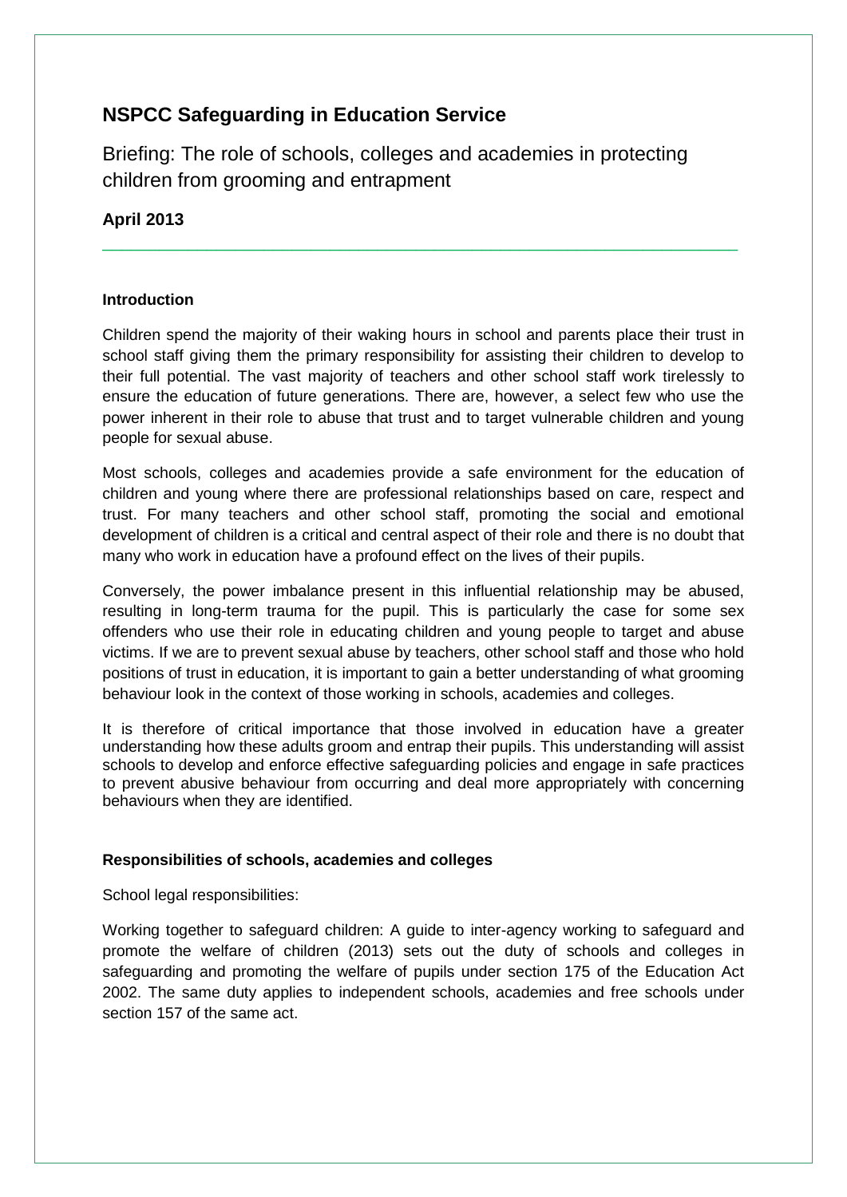# NSPCC Safeguarding in Education Service

Briefing: The role of schools, colleges and academies in protecting children from grooming and entrapment

**April 2013**

---

### Introduction

Children spend the majority of their waking hours in school and parents place their trust in school staff giving them the primary responsibility for assisting their children to develop to their full potential. The vast majority of teachers and other school staff work tirelessly to ensure the education of future generations. There are, however, a select few who use the power inherent in their role to abuse that trust and to target vulnerable children and young people for sexual abuse.

Most schools, colleges and academies provide a safe environment for the education of children and young where there are professional relationships based on care, respect and trust. For many teachers and other school staff, promoting the social and emotional development of children is a critical and central aspect of their role and there is no doubt that many who work in education have a profound effect on the lives of their pupils.

Conversely, the power imbalance present in this influential relationship may be abused, resulting in long-term trauma for the pupil. This is particularly the case for some sex offenders who use their role in educating children and young people to target and abuse victims. If we are to prevent sexual abuse by teachers, other school staff and those who hold positions of trust in education, it is important to gain a better understanding of what grooming behaviour look in the context of those working in schools, academies and colleges.

It is therefore of critical importance that those involved in education have a greater understanding how these adults groom and entrap their pupils. This understanding will assist schools to develop and enforce effective safeguarding policies and engage in safe practices to prevent abusive behaviour from occurring and deal more appropriately with concerning behaviours when they are identified.

### Responsibilities of schools, academies and colleges

School legal responsibilities:

Working together to safeguard children: A guide to inter-agency working to safeguard and promote the welfare of children (2013) sets out the duty of schools and colleges in safeguarding and promoting the welfare of pupils under section 175 of the Education Act 2002. The same duty applies to independent schools, academies and free schools under section 157 of the same act.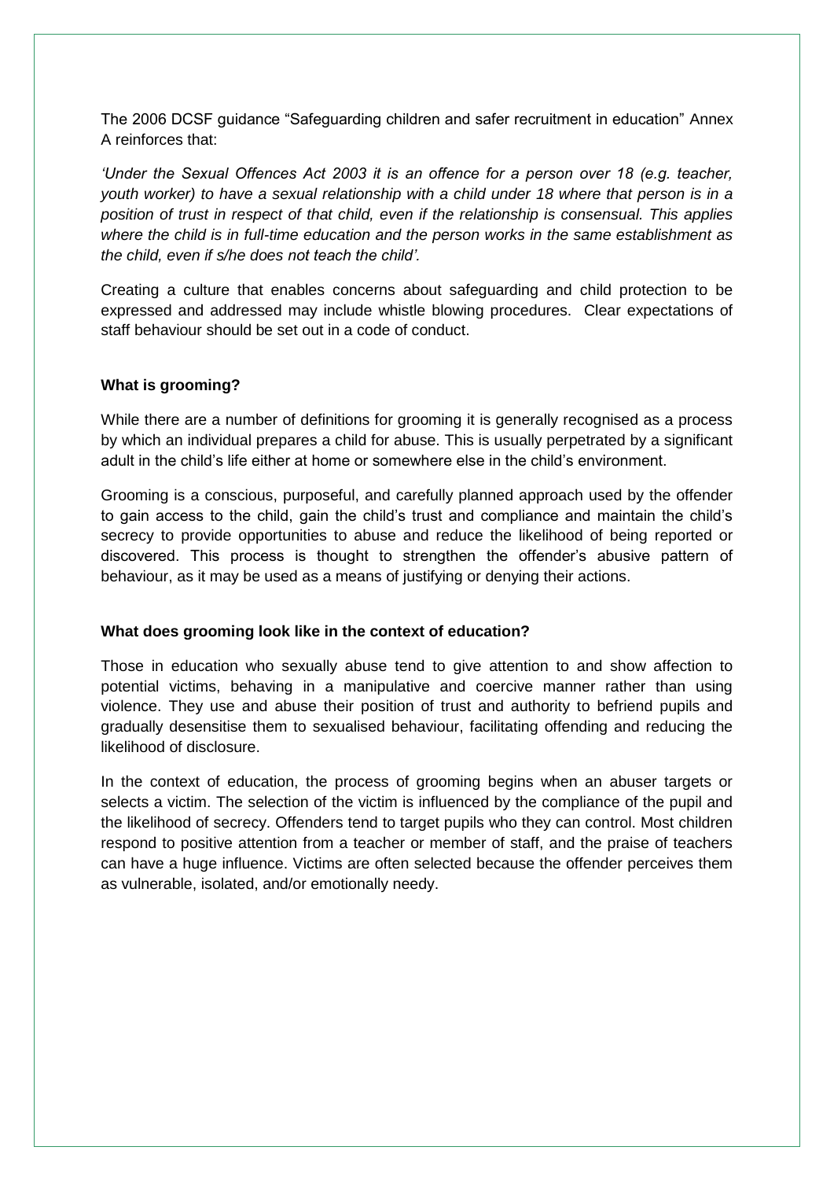The 2006 DCSF guidance "Safeguarding children and safer recruitment in education" Annex A reinforces that:

*'Under the Sexual Offences Act 2003 it is an offence for a person over 18 (e.g. teacher, youth worker) to have a sexual relationship with a child under 18 where that person is in a position of trust in respect of that child, even if the relationship is consensual. This applies where the child is in full-time education and the person works in the same establishment as the child, even if s/he does not teach the child'.*

Creating a culture that enables concerns about safeguarding and child protection to be expressed and addressed may include whistle blowing procedures. Clear expectations of staff behaviour should be set out in a code of conduct.

**What is grooming?**

While there are a number of definitions for grooming it is generally recognised as a process by which an individual prepares a child for abuse. This is usually perpetrated by a significant adult in the child's life either at home or somewhere else in the child's environment.

Grooming is a conscious, purposeful, and carefully planned approach used by the offender to gain access to the child, gain the child's trust and compliance and maintain the child's secrecy to provide opportunities to abuse and reduce the likelihood of being reported or discovered. This process is thought to strengthen the offender's abusive pattern of behaviour, as it may be used as a means of justifying or denying their actions.

**What does grooming look like in the context of education?**

Those in education who sexually abuse tend to give attention to and show affection to potential victims, behaving in a manipulative and coercive manner rather than using violence. They use and abuse their position of trust and authority to befriend pupils and gradually desensitise them to sexualised behaviour, facilitating offending and reducing the likelihood of disclosure.

In the context of education, the process of grooming begins when an abuser targets or selects a victim. The selection of the victim is influenced by the compliance of the pupil and the likelihood of secrecy. Offenders tend to target pupils who they can control. Most children respond to positive attention from a teacher or member of staff, and the praise of teachers can have a huge influence. Victims are often selected because the offender perceives them as vulnerable, isolated, and/or emotionally needy.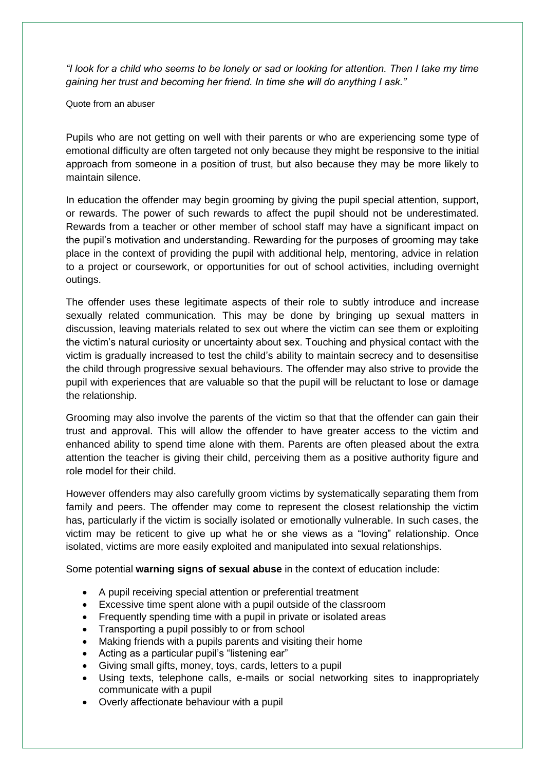*"I look for a child who seems to be lonely or sad or looking for attention. Then I take my time gaining her trust and becoming her friend. In time she will do anything I ask."*

Quote from an abuser

Pupils who are not getting on well with their parents or who are experiencing some type of emotional difficulty are often targeted not only because they might be responsive to the initial approach from someone in a position of trust, but also because they may be more likely to maintain silence.

In education the offender may begin grooming by giving the pupil special attention, support, or rewards. The power of such rewards to affect the pupil should not be underestimated. Rewards from a teacher or other member of school staff may have a significant impact on the pupil's motivation and understanding. Rewarding for the purposes of grooming may take place in the context of providing the pupil with additional help, mentoring, advice in relation to a project or coursework, or opportunities for out of school activities, including overnight outings.

The offender uses these legitimate aspects of their role to subtly introduce and increase sexually related communication. This may be done by bringing up sexual matters in discussion, leaving materials related to sex out where the victim can see them or exploiting the victim's natural curiosity or uncertainty about sex. Touching and physical contact with the victim is gradually increased to test the child's ability to maintain secrecy and to desensitise the child through progressive sexual behaviours. The offender may also strive to provide the pupil with experiences that are valuable so that the pupil will be reluctant to lose or damage the relationship.

Grooming may also involve the parents of the victim so that that the offender can gain their trust and approval. This will allow the offender to have greater access to the victim and enhanced ability to spend time alone with them. Parents are often pleased about the extra attention the teacher is giving their child, perceiving them as a positive authority figure and role model for their child.

However offenders may also carefully groom victims by systematically separating them from family and peers. The offender may come to represent the closest relationship the victim has, particularly if the victim is socially isolated or emotionally vulnerable. In such cases, the victim may be reticent to give up what he or she views as a "loving" relationship. Once isolated, victims are more easily exploited and manipulated into sexual relationships.

Some potential **warning signs of sexual abuse** in the context of education include:

- A pupil receiving special attention or preferential treatment
- Excessive time spent alone with a pupil outside of the classroom
- Frequently spending time with a pupil in private or isolated areas
- Transporting a pupil possibly to or from school
- Making friends with a pupils parents and visiting their home
- Acting as a particular pupil's "listening ear"
- Giving small gifts, money, toys, cards, letters to a pupil
- Using texts, telephone calls, e-mails or social networking sites to inappropriately communicate with a pupil
- Overly affectionate behaviour with a pupil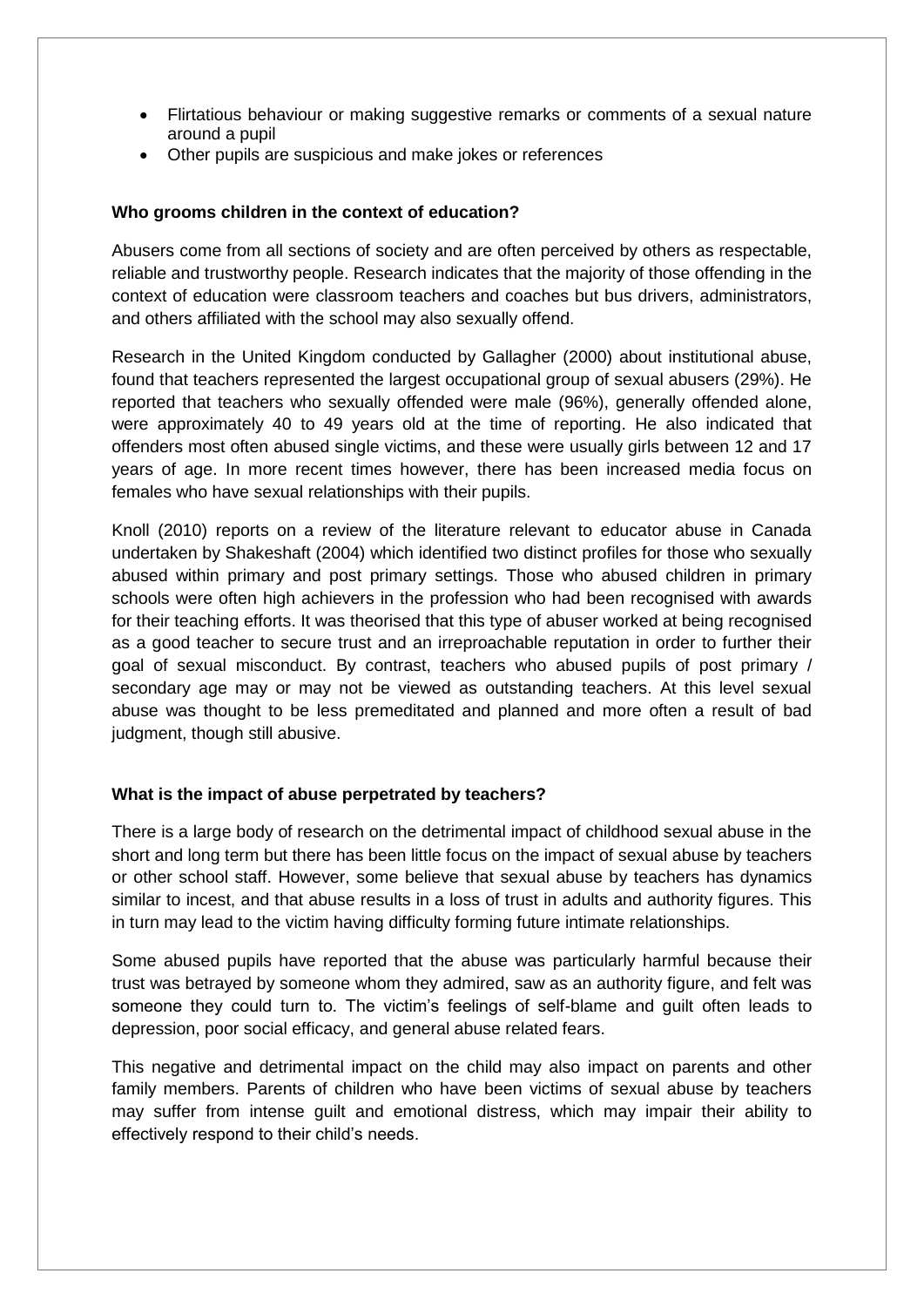- Flirtatious behaviour or making suggestive remarks or comments of a sexual nature around a pupil
- Other pupils are suspicious and make jokes or references

**Who grooms children in the context of education?**

Abusers come from all sections of society and are often perceived by others as respectable, reliable and trustworthy people. Research indicates that the majority of those offending in the context of education were classroom teachers and coaches but bus drivers, administrators, and others affiliated with the school may also sexually offend.

Research in the United Kingdom conducted by Gallagher (2000) about institutional abuse, found that teachers represented the largest occupational group of sexual abusers (29%). He reported that teachers who sexually offended were male (96%), generally offended alone, were approximately 40 to 49 years old at the time of reporting. He also indicated that offenders most often abused single victims, and these were usually girls between 12 and 17 years of age. In more recent times however, there has been increased media focus on females who have sexual relationships with their pupils.

Knoll (2010) reports on a review of the literature relevant to educator abuse in Canada undertaken by Shakeshaft (2004) which identified two distinct profiles for those who sexually abused within primary and post primary settings. Those who abused children in primary schools were often high achievers in the profession who had been recognised with awards for their teaching efforts. It was theorised that this type of abuser worked at being recognised as a good teacher to secure trust and an irreproachable reputation in order to further their goal of sexual misconduct. By contrast, teachers who abused pupils of post primary / secondary age may or may not be viewed as outstanding teachers. At this level sexual abuse was thought to be less premeditated and planned and more often a result of bad judgment, though still abusive.

**What is the impact of abuse perpetrated by teachers?**

There is a large body of research on the detrimental impact of childhood sexual abuse in the short and long term but there has been little focus on the impact of sexual abuse by teachers or other school staff. However, some believe that sexual abuse by teachers has dynamics similar to incest, and that abuse results in a loss of trust in adults and authority figures. This in turn may lead to the victim having difficulty forming future intimate relationships.

Some abused pupils have reported that the abuse was particularly harmful because their trust was betrayed by someone whom they admired, saw as an authority figure, and felt was someone they could turn to. The victim's feelings of self-blame and guilt often leads to depression, poor social efficacy, and general abuse related fears.

This negative and detrimental impact on the child may also impact on parents and other family members. Parents of children who have been victims of sexual abuse by teachers may suffer from intense guilt and emotional distress, which may impair their ability to effectively respond to their child's needs.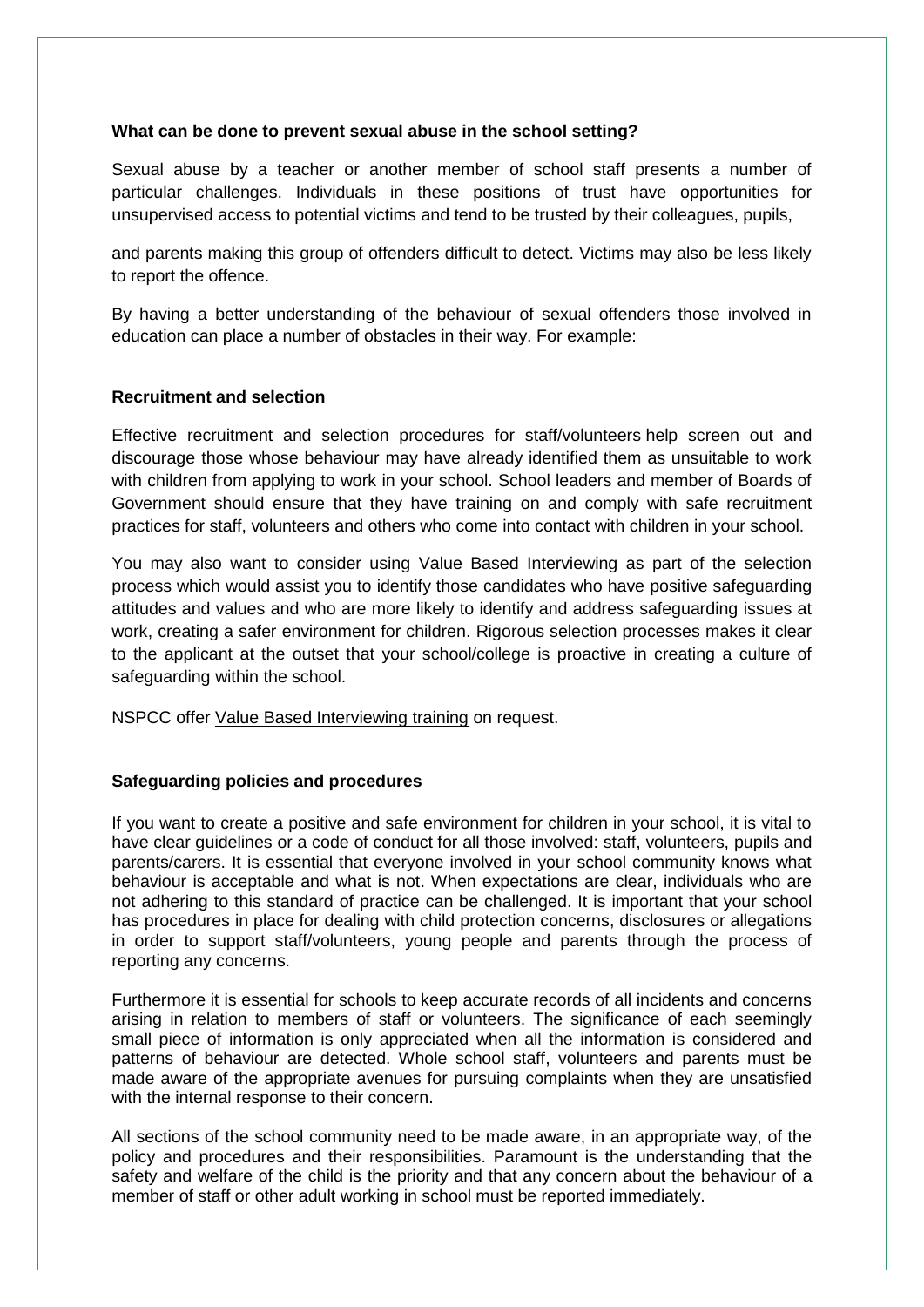**What can be done to prevent sexual abuse in the school setting?**

Sexual abuse by a teacher or another member of school staff presents a number of particular challenges. Individuals in these positions of trust have opportunities for unsupervised access to potential victims and tend to be trusted by their colleagues, pupils,

and parents making this group of offenders difficult to detect. Victims may also be less likely to report the offence.

By having a better understanding of the behaviour of sexual offenders those involved in education can place a number of obstacles in their way. For example:

**Recruitment and selection**

Effective recruitment and selection procedures for staff/volunteers help screen out and discourage those whose behaviour may have already identified them as unsuitable to work with children from applying to work in your school. School leaders and member of Boards of Government should ensure that they have training on and comply with safe recruitment practices for staff, volunteers and others who come into contact with children in your school.

You may also want to consider using Value Based Interviewing as part of the selection process which would assist you to identify those candidates who have positive safeguarding attitudes and values and who are more likely to identify and address safeguarding issues at work, creating a safer environment for children. Rigorous selection processes makes it clear to the applicant at the outset that your school/college is proactive in creating a culture of safeguarding within the school.

NSPCC offer Value Based Interviewing training on request.

**Safeguarding policies and procedures**

If you want to create a positive and safe environment for children in your school, it is vital to have clear guidelines or a code of conduct for all those involved: staff, volunteers, pupils and parents/carers. It is essential that everyone involved in your school community knows what behaviour is acceptable and what is not. When expectations are clear, individuals who are not adhering to this standard of practice can be challenged. It is important that your school has procedures in place for dealing with child protection concerns, disclosures or allegations in order to support staff/volunteers, young people and parents through the process of reporting any concerns.

Furthermore it is essential for schools to keep accurate records of all incidents and concerns arising in relation to members of staff or volunteers. The significance of each seemingly small piece of information is only appreciated when all the information is considered and patterns of behaviour are detected. Whole school staff, volunteers and parents must be made aware of the appropriate avenues for pursuing complaints when they are unsatisfied with the internal response to their concern.

All sections of the school community need to be made aware, in an appropriate way, of the policy and procedures and their responsibilities. Paramount is the understanding that the safety and welfare of the child is the priority and that any concern about the behaviour of a member of staff or other adult working in school must be reported immediately.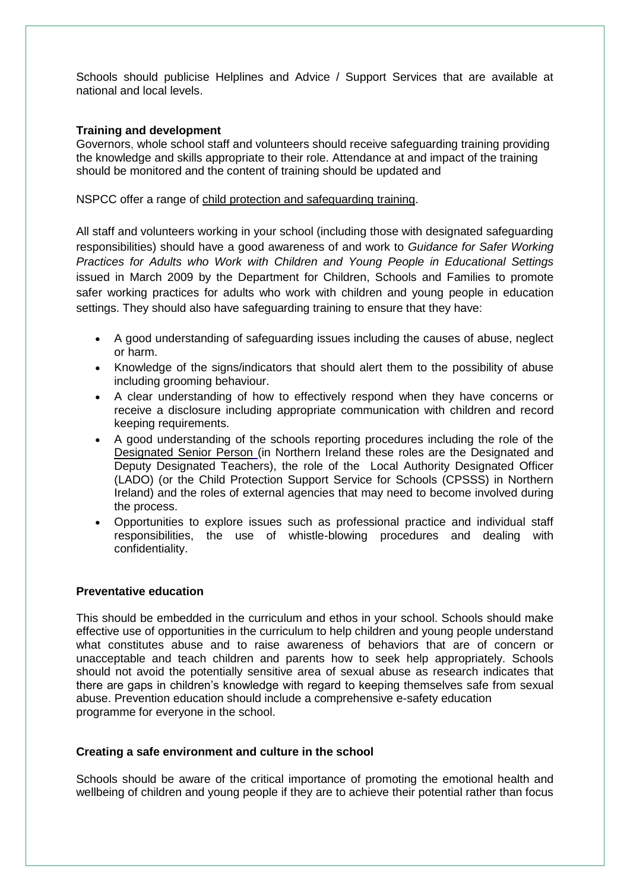Schools should publicise Helplines and Advice / Support Services that are available at national and local levels.

**Training and development**

Governors, whole school staff and volunteers should receive safeguarding training providing the knowledge and skills appropriate to their role. Attendance at and impact of the training should be monitored and the content of training should be updated and

NSPCC offer a range of child protection and safeguarding training.

All staff and volunteers working in your school (including those with designated safeguarding responsibilities) should have a good awareness of and work to *Guidance for Safer Working Practices for Adults who Work with Children and Young People in Educational Settings* issued in March 2009 by the Department for Children, Schools and Families to promote safer working practices for adults who work with children and young people in education settings. They should also have safeguarding training to ensure that they have:

- A good understanding of safeguarding issues including the causes of abuse, neglect or harm.
- Knowledge of the signs/indicators that should alert them to the possibility of abuse including grooming behaviour.
- A clear understanding of how to effectively respond when they have concerns or receive a disclosure including appropriate communication with children and record keeping requirements.
- A good understanding of the schools reporting procedures including the role of the Designated Senior Person (in Northern Ireland these roles are the Designated and Deputy Designated Teachers), the role of the Local Authority Designated Officer (LADO) (or the Child Protection Support Service for Schools (CPSSS) in Northern Ireland) and the roles of external agencies that may need to become involved during the process.
- Opportunities to explore issues such as professional practice and individual staff responsibilities, the use of whistle-blowing procedures and dealing with confidentiality.

**Preventative education**

This should be embedded in the curriculum and ethos in your school. Schools should make effective use of opportunities in the curriculum to help children and young people understand what constitutes abuse and to raise awareness of behaviors that are of concern or unacceptable and teach children and parents how to seek help appropriately. Schools should not avoid the potentially sensitive area of sexual abuse as research indicates that there are gaps in children's knowledge with regard to keeping themselves safe from sexual abuse. Prevention education should include a comprehensive e-safety education programme for everyone in the school.

**Creating a safe environment and culture in the school**

Schools should be aware of the critical importance of promoting the emotional health and wellbeing of children and young people if they are to achieve their potential rather than focus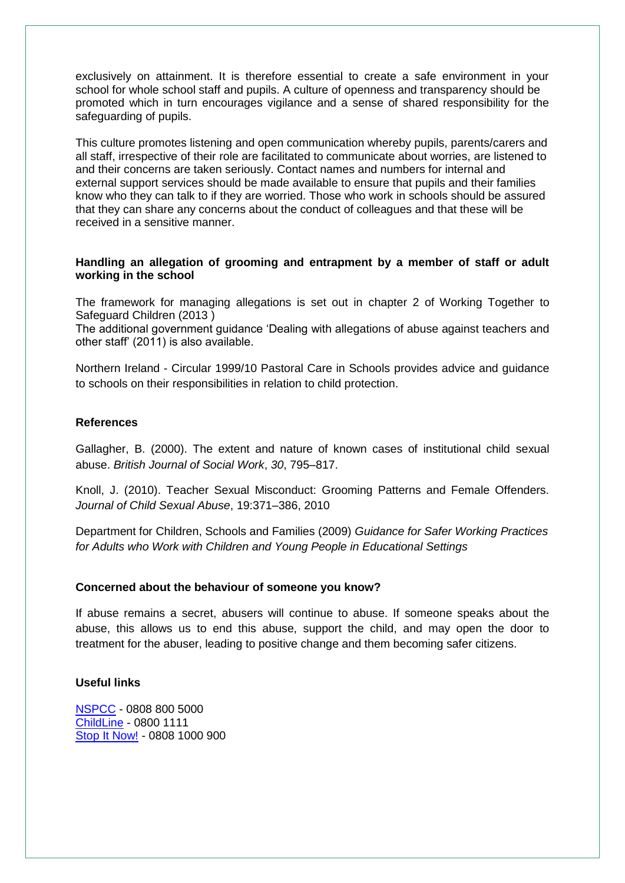exclusively on attainment. It is therefore essential to create a safe environment in your school for whole school staff and pupils. A culture of openness and transparency should be promoted which in turn encourages vigilance and a sense of shared responsibility for the safeguarding of pupils.

This culture promotes listening and open communication whereby pupils, parents/carers and all staff, irrespective of their role are facilitated to communicate about worries, are listened to and their concerns are taken seriously. Contact names and numbers for internal and external support services should be made available to ensure that pupils and their families know who they can talk to if they are worried. Those who work in schools should be assured that they can share any concerns about the conduct of colleagues and that these will be received in a sensitive manner.

**Handling an allegation of grooming and entrapment by a member of staff or adult working in the school**

The framework for managing allegations is set out in chapter 2 of Working Together to Safeguard Children (2013 )
The additional government guidance 'Dealing with allegations of abuse against teachers and other staff' (2011) is also available.

Northern Ireland - Circular 1999/10 Pastoral Care in Schools provides advice and guidance to schools on their responsibilities in relation to child protection.

**References**

Gallagher, B. (2000). The extent and nature of known cases of institutional child sexual abuse. *British Journal of Social Work*, *30*, 795–817.

Knoll, J. (2010). Teacher Sexual Misconduct: Grooming Patterns and Female Offenders. *Journal of Child Sexual Abuse*, 19:371–386, 2010

Department for Children, Schools and Families (2009) *Guidance for Safer Working Practices for Adults who Work with Children and Young People in Educational Settings*

**Concerned about the behaviour of someone you know?**

If abuse remains a secret, abusers will continue to abuse. If someone speaks about the abuse, this allows us to end this abuse, support the child, and may open the door to treatment for the abuser, leading to positive change and them becoming safer citizens.

**Useful links**

NSPCC - 0808 800 5000
ChildLine - 0800 1111
Stop It Now! - 0808 1000 900